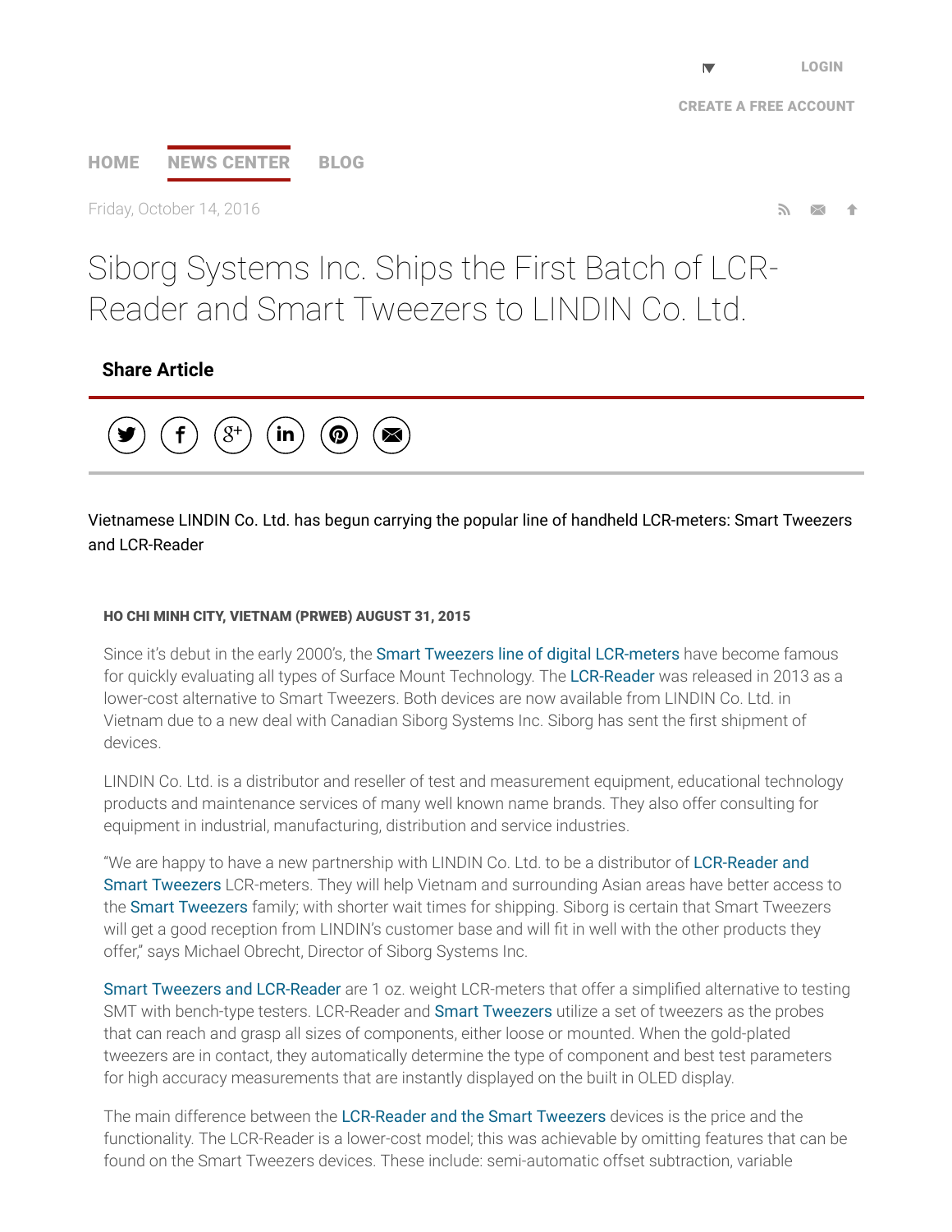Friday, October 14, 2016

# Siborg Systems Inc. Ships the First Batch of LCR-Reader and Smart Tweezers to LINDIN Co. Ltd.

**Share Article**

Vietnamese LINDIN Co. Ltd. has begun carrying the popular line of handheld LCR-meters: Smart Tweezers and LCR-Reader

**HO CHI MINH CITY, VIETNAM (PRWEB) AUGUST 31, 2015**

Since it's debut in the early 2000's, the Smart Tweezers line of digital LCR-meters have become famous for quickly evaluating all types of Surface Mount Technology. The LCR-Reader was released in 2013 as a lower-cost alternative to Smart Tweezers. Both devices are now available from LINDIN Co. Ltd. in Vietnam due to a new deal with Canadian Siborg Systems Inc. Siborg has sent the first shipment of devices.

LINDIN Co. Ltd. is a distributor and reseller of test and measurement equipment, educational technology products and maintenance services of many well known name brands. They also offer consulting for equipment in industrial, manufacturing, distribution and service industries.

"We are happy to have a new partnership with LINDIN Co. Ltd. to be a distributor of LCR-Reader and Smart Tweezers LCR-meters. They will help Vietnam and surrounding Asian areas have better access to the Smart Tweezers family; with shorter wait times for shipping. Siborg is certain that Smart Tweezers will get a good reception from LINDIN's customer base and will fit in well with the other products they offer," says Michael Obrecht, Director of Siborg Systems Inc.

Smart Tweezers and LCR-Reader are 1 oz. weight LCR-meters that offer a simplified alternative to testing SMT with bench-type testers. LCR-Reader and Smart Tweezers utilize a set of tweezers as the probes that can reach and grasp all sizes of components, either loose or mounted. When the gold-plated tweezers are in contact, they automatically determine the type of component and best test parameters for high accuracy measurements that are instantly displayed on the built in OLED display.

The main difference between the LCR-Reader and the Smart Tweezers devices is the price and the functionality. The LCR-Reader is a lower-cost model; this was achievable by omitting features that can be found on the Smart Tweezers devices. These include: semi-automatic offset subtraction, variable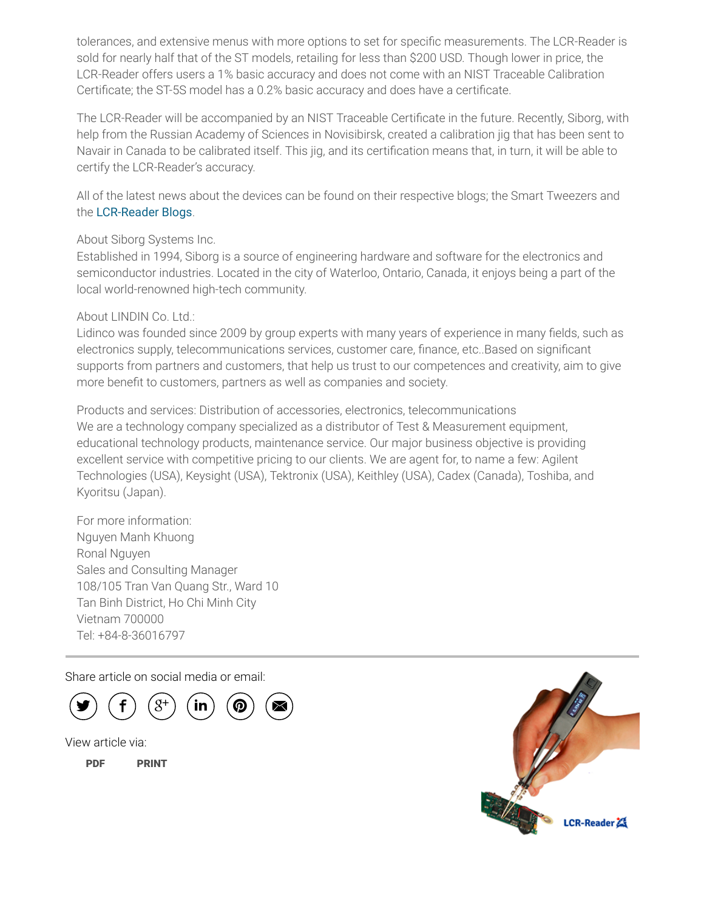tolerances, and extensive menus with more options to set for specific measurements. The LCR-Reader is sold for nearly half that of the ST models, retailing for less than $200 USD. Though lower in price, the LCR-Reader offers users a 1% basic accuracy and does not come with an NIST Traceable Calibration Certificate; the ST-5S model has a 0.2% basic accuracy and does have a certificate.

The LCR-Reader will be accompanied by an NIST Traceable Certificate in the future. Recently, Siborg, with help from the Russian Academy of Sciences in Novisibirsk, created a calibration jig that has been sent to Navair in Canada to be calibrated itself. This jig, and its certification means that, in turn, it will be able to certify the LCR-Reader's accuracy.

All of the latest news about the devices can be found on their respective blogs; the Smart Tweezers and the LCR-Reader Blogs.

About Siborg Systems Inc.
Established in 1994, Siborg is a source of engineering hardware and software for the electronics and semiconductor industries. Located in the city of Waterloo, Ontario, Canada, it enjoys being a part of the local world-renowned high-tech community.

About LINDIN Co. Ltd.:
Lidinco was founded since 2009 by group experts with many years of experience in many fields, such as electronics supply, telecommunications services, customer care, finance, etc..Based on significant supports from partners and customers, that help us trust to our competences and creativity, aim to give more benefit to customers, partners as well as companies and society.

Products and services: Distribution of accessories, electronics, telecommunications
We are a technology company specialized as a distributor of Test & Measurement equipment, educational technology products, maintenance service. Our major business objective is providing excellent service with competitive pricing to our clients. We are agent for, to name a few: Agilent Technologies (USA), Keysight (USA), Tektronix (USA), Keithley (USA), Cadex (Canada), Toshiba, and Kyoritsu (Japan).

For more information:
Nguyen Manh Khuong
Ronal Nguyen
Sales and Consulting Manager
108/105 Tran Van Quang Str., Ward 10
Tan Binh District, Ho Chi Minh City
Vietnam 700000
Tel: +84-8-36016797

---

Share article on social media or email:

View article via:

PDF PRINT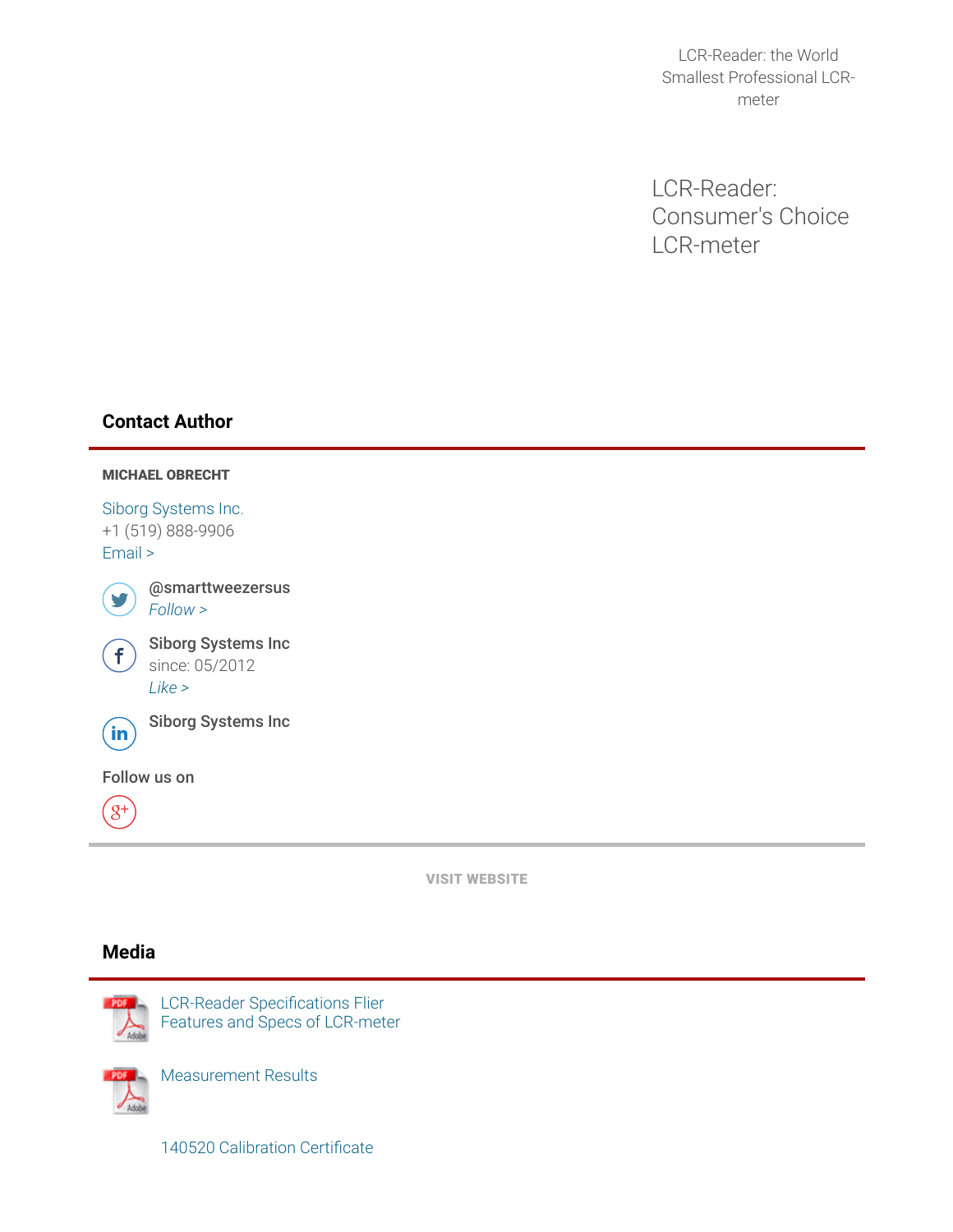LCR-Reader: the World Smallest Professional LCR-meter

LCR-Reader: Consumer's Choice LCR-meter

## Contact Author

**MICHAEL OBRECHT**

Siborg Systems Inc.
+1 (519) 888-9906
Email >

**@smarttweezersus**
*Follow >*

**Siborg Systems Inc**
since: 05/2012
*Like >*

**Siborg Systems Inc**

Follow us on

VISIT WEBSITE

## Media

LCR-Reader Specifications Flier
Features and Specs of LCR-meter

Measurement Results

140520 Calibration Certificate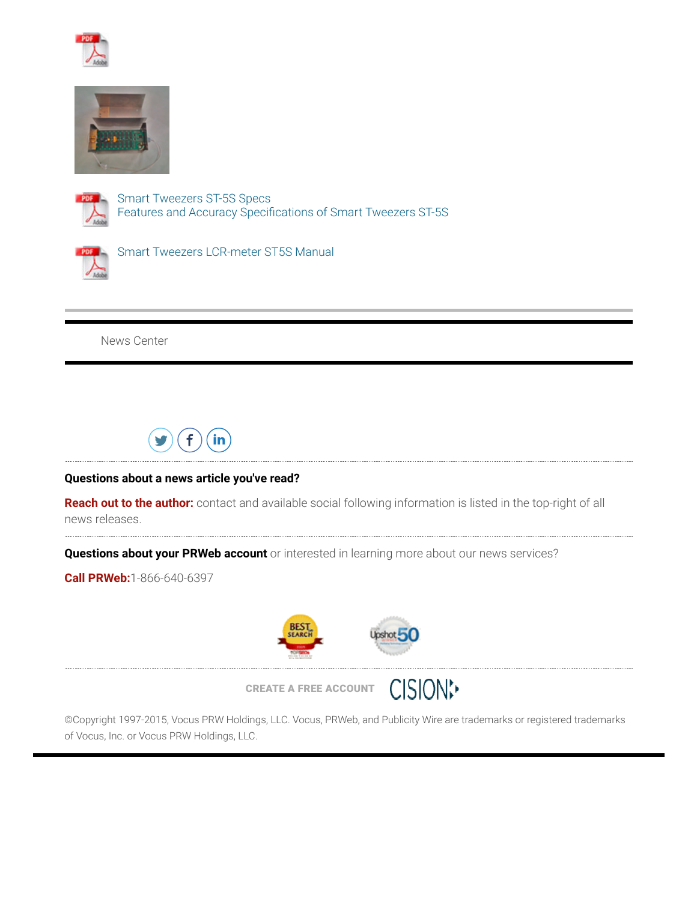Smart Tweezers ST-5S Specs
Features and Accuracy Specifications of Smart Tweezers ST-5S

Smart Tweezers LCR-meter ST5S Manual

News Center

**Questions about a news article you've read?**

**Reach out to the author:** contact and available social following information is listed in the top-right of all news releases.

**Questions about your PRWeb account** or interested in learning more about our news services?

**Call PRWeb:**1-866-640-6397

CREATE A FREE ACCOUNT

©Copyright 1997-2015, Vocus PRW Holdings, LLC. Vocus, PRWeb, and Publicity Wire are trademarks or registered trademarks of Vocus, Inc. or Vocus PRW Holdings, LLC.